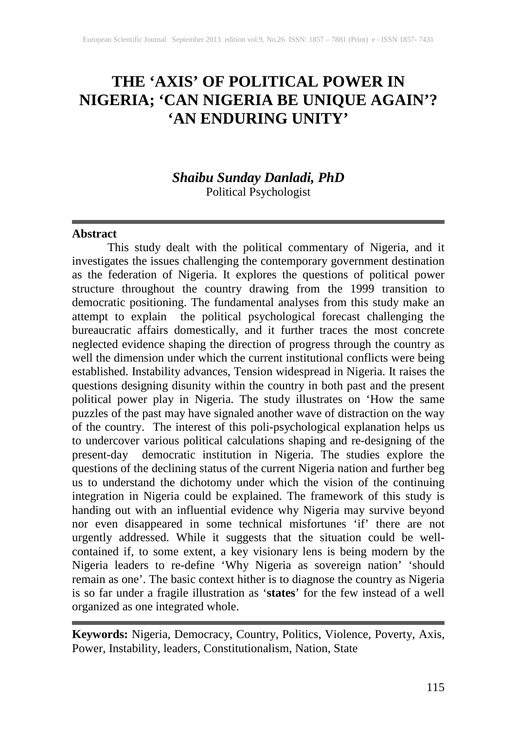# THE 'AXIS' OF POLITICAL POWER IN NIGERIA; 'CAN NIGERIA BE UNIQUE AGAIN'? 'AN ENDURING UNITY'

***Shaibu Sunday Danladi, PhD***
Political Psychologist

**Abstract**

This study dealt with the political commentary of Nigeria, and it investigates the issues challenging the contemporary government destination as the federation of Nigeria. It explores the questions of political power structure throughout the country drawing from the 1999 transition to democratic positioning. The fundamental analyses from this study make an attempt to explain the political psychological forecast challenging the bureaucratic affairs domestically, and it further traces the most concrete neglected evidence shaping the direction of progress through the country as well the dimension under which the current institutional conflicts were being established. Instability advances, Tension widespread in Nigeria. It raises the questions designing disunity within the country in both past and the present political power play in Nigeria. The study illustrates on 'How the same puzzles of the past may have signaled another wave of distraction on the way of the country. The interest of this poli-psychological explanation helps us to undercover various political calculations shaping and re-designing of the present-day democratic institution in Nigeria. The studies explore the questions of the declining status of the current Nigeria nation and further beg us to understand the dichotomy under which the vision of the continuing integration in Nigeria could be explained. The framework of this study is handing out with an influential evidence why Nigeria may survive beyond nor even disappeared in some technical misfortunes 'if' there are not urgently addressed. While it suggests that the situation could be well-contained if, to some extent, a key visionary lens is being modern by the Nigeria leaders to re-define 'Why Nigeria as sovereign nation' 'should remain as one'. The basic context hither is to diagnose the country as Nigeria is so far under a fragile illustration as '**states**' for the few instead of a well organized as one integrated whole.

**Keywords:** Nigeria, Democracy, Country, Politics, Violence, Poverty, Axis, Power, Instability, leaders, Constitutionalism, Nation, State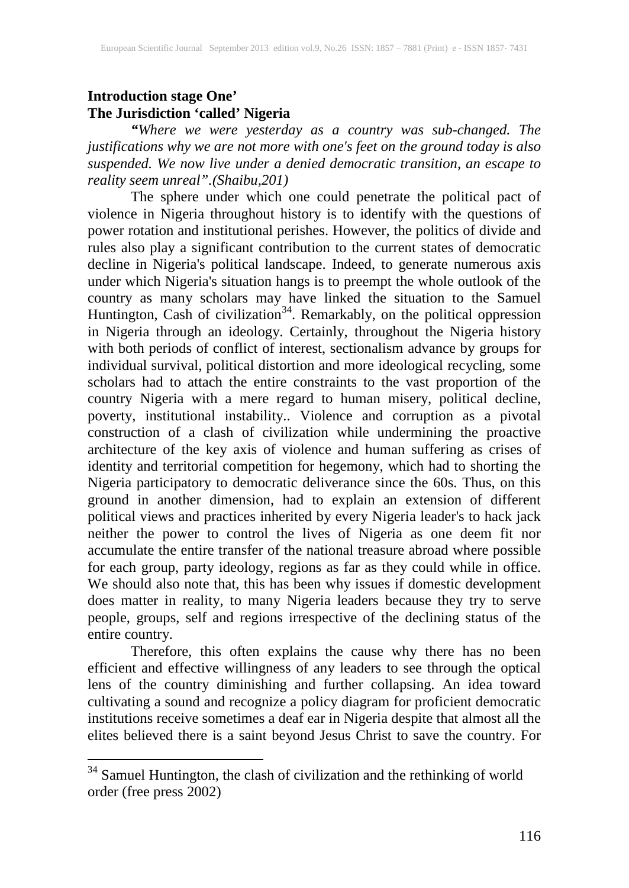**Introduction stage One'**
**The Jurisdiction 'called' Nigeria**

***"****Where we were yesterday as a country was sub-changed. The justifications why we are not more with one's feet on the ground today is also suspended. We now live under a denied democratic transition, an escape to reality seem unreal".(Shaibu,201)*

The sphere under which one could penetrate the political pact of violence in Nigeria throughout history is to identify with the questions of power rotation and institutional perishes. However, the politics of divide and rules also play a significant contribution to the current states of democratic decline in Nigeria's political landscape. Indeed, to generate numerous axis under which Nigeria's situation hangs is to preempt the whole outlook of the country as many scholars may have linked the situation to the Samuel Huntington, Cash of civilization[34]. Remarkably, on the political oppression in Nigeria through an ideology. Certainly, throughout the Nigeria history with both periods of conflict of interest, sectionalism advance by groups for individual survival, political distortion and more ideological recycling, some scholars had to attach the entire constraints to the vast proportion of the country Nigeria with a mere regard to human misery, political decline, poverty, institutional instability.. Violence and corruption as a pivotal construction of a clash of civilization while undermining the proactive architecture of the key axis of violence and human suffering as crises of identity and territorial competition for hegemony, which had to shorting the Nigeria participatory to democratic deliverance since the 60s. Thus, on this ground in another dimension, had to explain an extension of different political views and practices inherited by every Nigeria leader's to hack jack neither the power to control the lives of Nigeria as one deem fit nor accumulate the entire transfer of the national treasure abroad where possible for each group, party ideology, regions as far as they could while in office. We should also note that, this has been why issues if domestic development does matter in reality, to many Nigeria leaders because they try to serve people, groups, self and regions irrespective of the declining status of the entire country.

Therefore, this often explains the cause why there has no been efficient and effective willingness of any leaders to see through the optical lens of the country diminishing and further collapsing. An idea toward cultivating a sound and recognize a policy diagram for proficient democratic institutions receive sometimes a deaf ear in Nigeria despite that almost all the elites believed there is a saint beyond Jesus Christ to save the country. For

---

[34] Samuel Huntington, the clash of civilization and the rethinking of world order (free press 2002)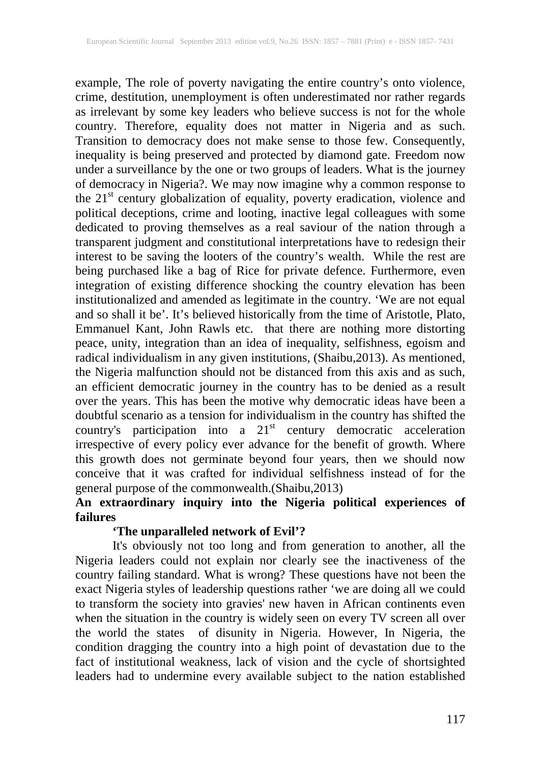example, The role of poverty navigating the entire country's onto violence, crime, destitution, unemployment is often underestimated nor rather regards as irrelevant by some key leaders who believe success is not for the whole country. Therefore, equality does not matter in Nigeria and as such. Transition to democracy does not make sense to those few. Consequently, inequality is being preserved and protected by diamond gate. Freedom now under a surveillance by the one or two groups of leaders. What is the journey of democracy in Nigeria?. We may now imagine why a common response to the 21st century globalization of equality, poverty eradication, violence and political deceptions, crime and looting, inactive legal colleagues with some dedicated to proving themselves as a real saviour of the nation through a transparent judgment and constitutional interpretations have to redesign their interest to be saving the looters of the country's wealth. While the rest are being purchased like a bag of Rice for private defence. Furthermore, even integration of existing difference shocking the country elevation has been institutionalized and amended as legitimate in the country. 'We are not equal and so shall it be'. It's believed historically from the time of Aristotle, Plato, Emmanuel Kant, John Rawls etc. that there are nothing more distorting peace, unity, integration than an idea of inequality, selfishness, egoism and radical individualism in any given institutions, (Shaibu,2013). As mentioned, the Nigeria malfunction should not be distanced from this axis and as such, an efficient democratic journey in the country has to be denied as a result over the years. This has been the motive why democratic ideas have been a doubtful scenario as a tension for individualism in the country has shifted the country's participation into a 21st century democratic acceleration irrespective of every policy ever advance for the benefit of growth. Where this growth does not germinate beyond four years, then we should now conceive that it was crafted for individual selfishness instead of for the general purpose of the commonwealth.(Shaibu,2013)

## An extraordinary inquiry into the Nigeria political experiences of failures

### 'The unparalleled network of Evil'?

It's obviously not too long and from generation to another, all the Nigeria leaders could not explain nor clearly see the inactiveness of the country failing standard. What is wrong? These questions have not been the exact Nigeria styles of leadership questions rather 'we are doing all we could to transform the society into gravies' new haven in African continents even when the situation in the country is widely seen on every TV screen all over the world the states of disunity in Nigeria. However, In Nigeria, the condition dragging the country into a high point of devastation due to the fact of institutional weakness, lack of vision and the cycle of shortsighted leaders had to undermine every available subject to the nation established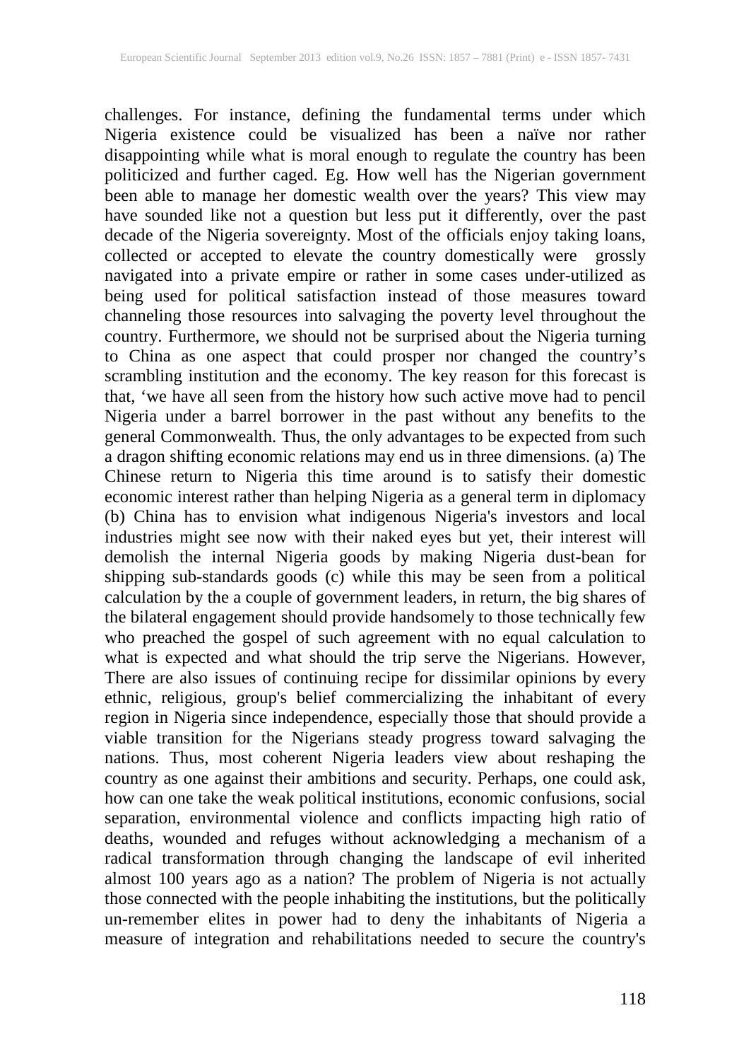challenges. For instance, defining the fundamental terms under which Nigeria existence could be visualized has been a naïve nor rather disappointing while what is moral enough to regulate the country has been politicized and further caged. Eg. How well has the Nigerian government been able to manage her domestic wealth over the years? This view may have sounded like not a question but less put it differently, over the past decade of the Nigeria sovereignty. Most of the officials enjoy taking loans, collected or accepted to elevate the country domestically were grossly navigated into a private empire or rather in some cases under-utilized as being used for political satisfaction instead of those measures toward channeling those resources into salvaging the poverty level throughout the country. Furthermore, we should not be surprised about the Nigeria turning to China as one aspect that could prosper nor changed the country's scrambling institution and the economy. The key reason for this forecast is that, 'we have all seen from the history how such active move had to pencil Nigeria under a barrel borrower in the past without any benefits to the general Commonwealth. Thus, the only advantages to be expected from such a dragon shifting economic relations may end us in three dimensions. (a) The Chinese return to Nigeria this time around is to satisfy their domestic economic interest rather than helping Nigeria as a general term in diplomacy (b) China has to envision what indigenous Nigeria's investors and local industries might see now with their naked eyes but yet, their interest will demolish the internal Nigeria goods by making Nigeria dust-bean for shipping sub-standards goods (c) while this may be seen from a political calculation by the a couple of government leaders, in return, the big shares of the bilateral engagement should provide handsomely to those technically few who preached the gospel of such agreement with no equal calculation to what is expected and what should the trip serve the Nigerians. However, There are also issues of continuing recipe for dissimilar opinions by every ethnic, religious, group's belief commercializing the inhabitant of every region in Nigeria since independence, especially those that should provide a viable transition for the Nigerians steady progress toward salvaging the nations. Thus, most coherent Nigeria leaders view about reshaping the country as one against their ambitions and security. Perhaps, one could ask, how can one take the weak political institutions, economic confusions, social separation, environmental violence and conflicts impacting high ratio of deaths, wounded and refuges without acknowledging a mechanism of a radical transformation through changing the landscape of evil inherited almost 100 years ago as a nation? The problem of Nigeria is not actually those connected with the people inhabiting the institutions, but the politically un-remember elites in power had to deny the inhabitants of Nigeria a measure of integration and rehabilitations needed to secure the country's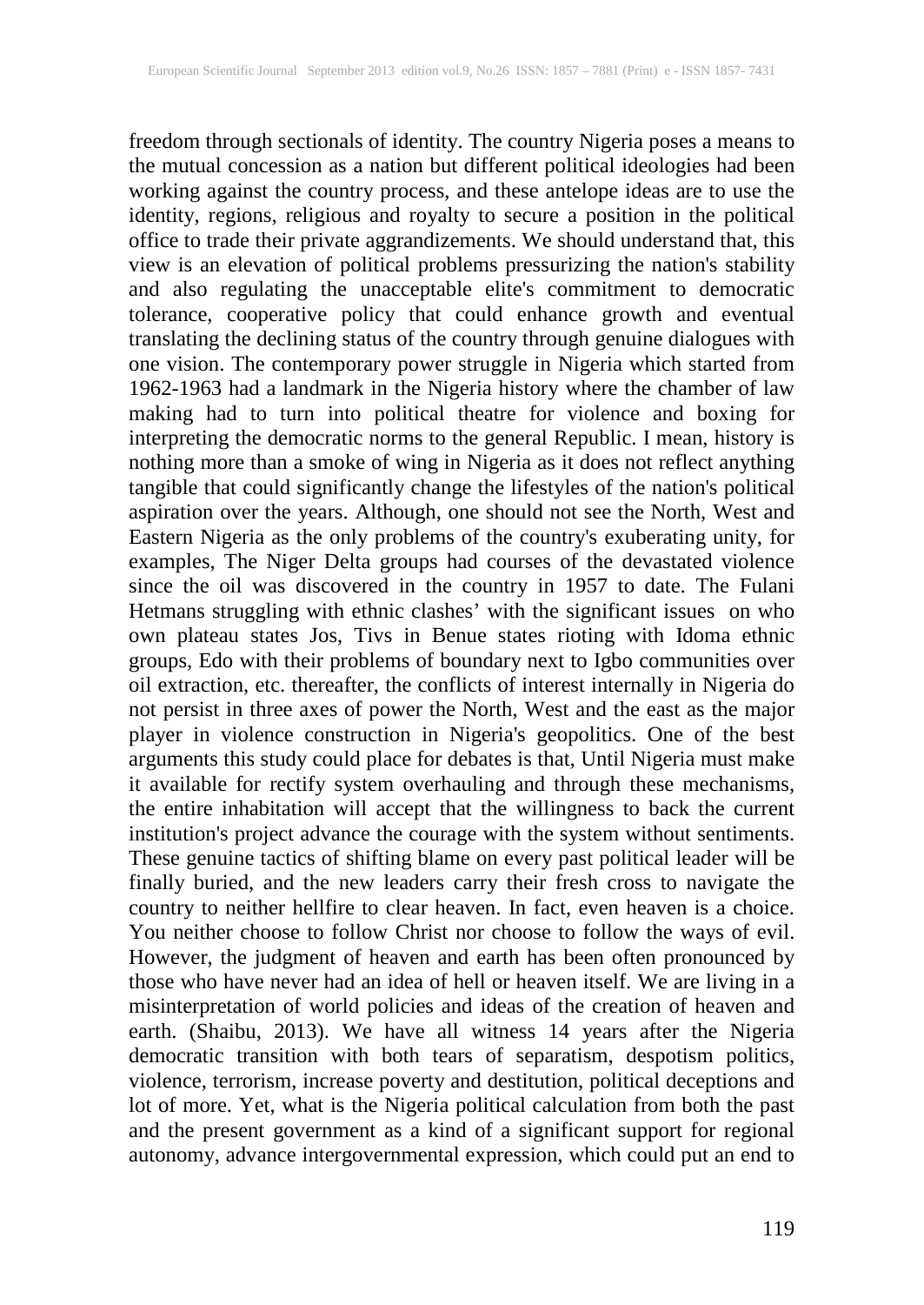freedom through sectionals of identity. The country Nigeria poses a means to the mutual concession as a nation but different political ideologies had been working against the country process, and these antelope ideas are to use the identity, regions, religious and royalty to secure a position in the political office to trade their private aggrandizements. We should understand that, this view is an elevation of political problems pressurizing the nation's stability and also regulating the unacceptable elite's commitment to democratic tolerance, cooperative policy that could enhance growth and eventual translating the declining status of the country through genuine dialogues with one vision. The contemporary power struggle in Nigeria which started from 1962-1963 had a landmark in the Nigeria history where the chamber of law making had to turn into political theatre for violence and boxing for interpreting the democratic norms to the general Republic. I mean, history is nothing more than a smoke of wing in Nigeria as it does not reflect anything tangible that could significantly change the lifestyles of the nation's political aspiration over the years. Although, one should not see the North, West and Eastern Nigeria as the only problems of the country's exuberating unity, for examples, The Niger Delta groups had courses of the devastated violence since the oil was discovered in the country in 1957 to date. The Fulani Hetmans struggling with ethnic clashes' with the significant issues on who own plateau states Jos, Tivs in Benue states rioting with Idoma ethnic groups, Edo with their problems of boundary next to Igbo communities over oil extraction, etc. thereafter, the conflicts of interest internally in Nigeria do not persist in three axes of power the North, West and the east as the major player in violence construction in Nigeria's geopolitics. One of the best arguments this study could place for debates is that, Until Nigeria must make it available for rectify system overhauling and through these mechanisms, the entire inhabitation will accept that the willingness to back the current institution's project advance the courage with the system without sentiments. These genuine tactics of shifting blame on every past political leader will be finally buried, and the new leaders carry their fresh cross to navigate the country to neither hellfire to clear heaven. In fact, even heaven is a choice. You neither choose to follow Christ nor choose to follow the ways of evil. However, the judgment of heaven and earth has been often pronounced by those who have never had an idea of hell or heaven itself. We are living in a misinterpretation of world policies and ideas of the creation of heaven and earth. (Shaibu, 2013). We have all witness 14 years after the Nigeria democratic transition with both tears of separatism, despotism politics, violence, terrorism, increase poverty and destitution, political deceptions and lot of more. Yet, what is the Nigeria political calculation from both the past and the present government as a kind of a significant support for regional autonomy, advance intergovernmental expression, which could put an end to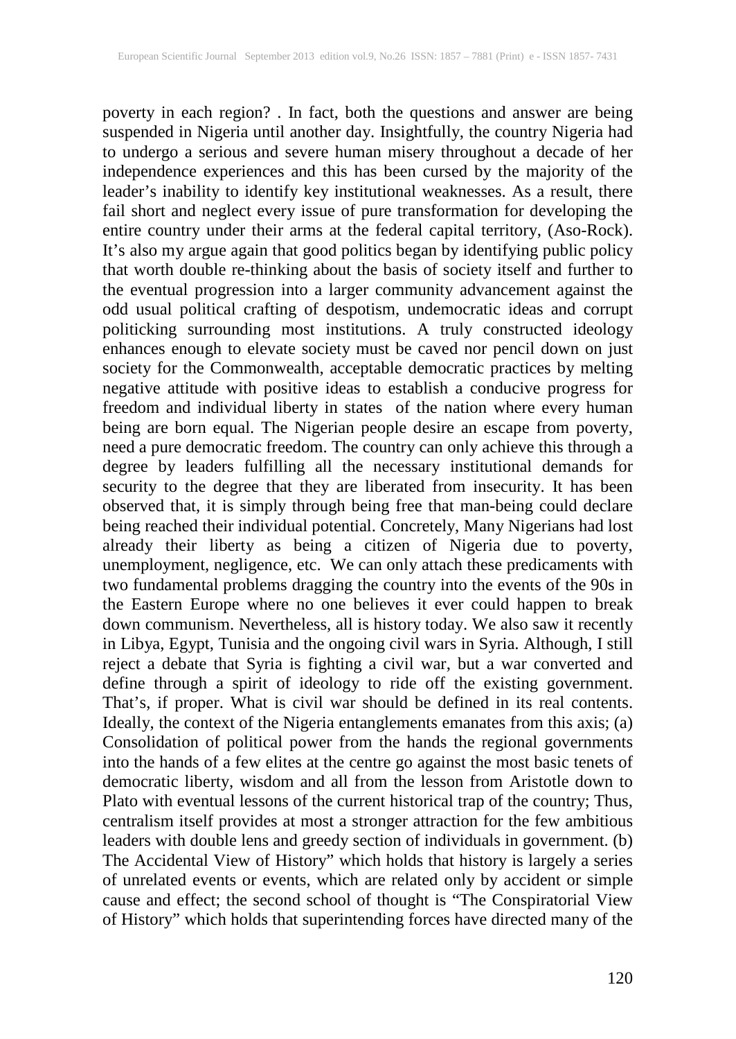poverty in each region? . In fact, both the questions and answer are being suspended in Nigeria until another day. Insightfully, the country Nigeria had to undergo a serious and severe human misery throughout a decade of her independence experiences and this has been cursed by the majority of the leader's inability to identify key institutional weaknesses. As a result, there fail short and neglect every issue of pure transformation for developing the entire country under their arms at the federal capital territory, (Aso-Rock). It's also my argue again that good politics began by identifying public policy that worth double re-thinking about the basis of society itself and further to the eventual progression into a larger community advancement against the odd usual political crafting of despotism, undemocratic ideas and corrupt politicking surrounding most institutions. A truly constructed ideology enhances enough to elevate society must be caved nor pencil down on just society for the Commonwealth, acceptable democratic practices by melting negative attitude with positive ideas to establish a conducive progress for freedom and individual liberty in states of the nation where every human being are born equal. The Nigerian people desire an escape from poverty, need a pure democratic freedom. The country can only achieve this through a degree by leaders fulfilling all the necessary institutional demands for security to the degree that they are liberated from insecurity. It has been observed that, it is simply through being free that man-being could declare being reached their individual potential. Concretely, Many Nigerians had lost already their liberty as being a citizen of Nigeria due to poverty, unemployment, negligence, etc. We can only attach these predicaments with two fundamental problems dragging the country into the events of the 90s in the Eastern Europe where no one believes it ever could happen to break down communism. Nevertheless, all is history today. We also saw it recently in Libya, Egypt, Tunisia and the ongoing civil wars in Syria. Although, I still reject a debate that Syria is fighting a civil war, but a war converted and define through a spirit of ideology to ride off the existing government. That's, if proper. What is civil war should be defined in its real contents. Ideally, the context of the Nigeria entanglements emanates from this axis; (a) Consolidation of political power from the hands the regional governments into the hands of a few elites at the centre go against the most basic tenets of democratic liberty, wisdom and all from the lesson from Aristotle down to Plato with eventual lessons of the current historical trap of the country; Thus, centralism itself provides at most a stronger attraction for the few ambitious leaders with double lens and greedy section of individuals in government. (b) The Accidental View of History" which holds that history is largely a series of unrelated events or events, which are related only by accident or simple cause and effect; the second school of thought is "The Conspiratorial View of History" which holds that superintending forces have directed many of the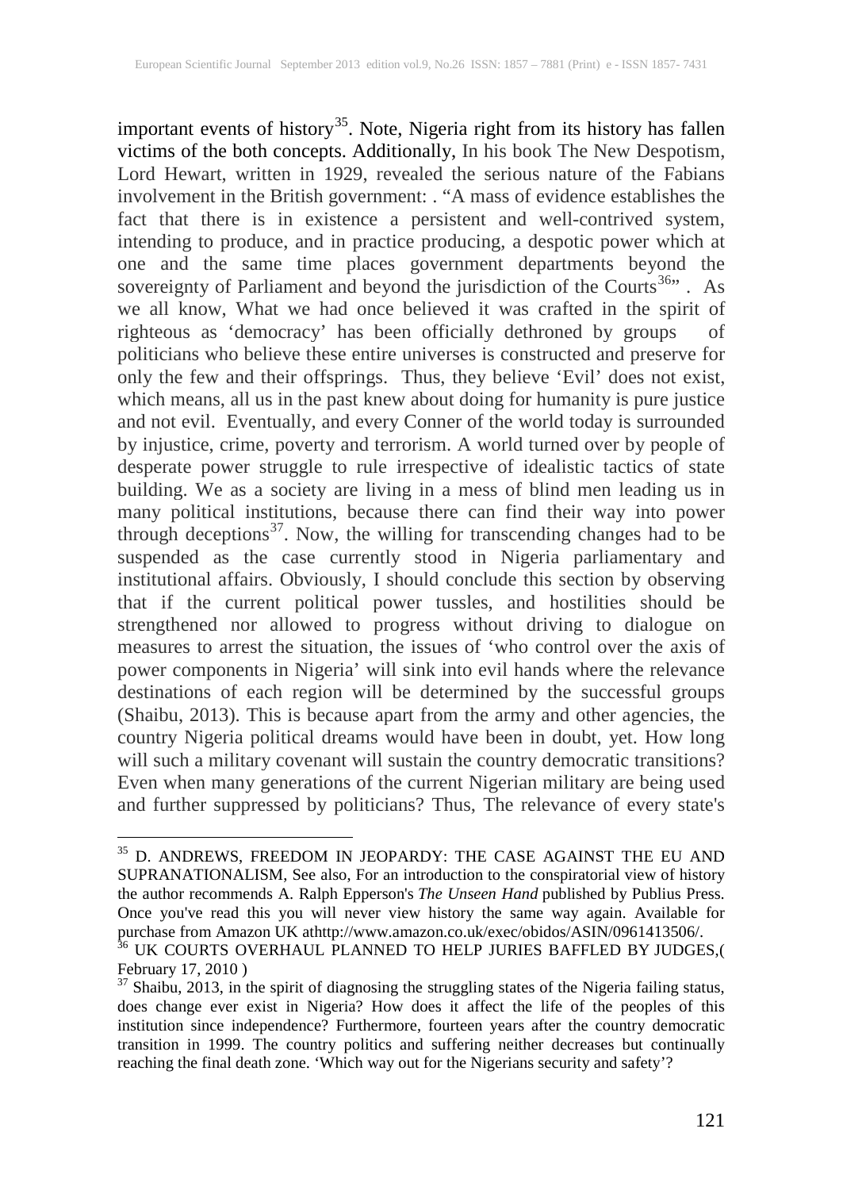important events of history[35]. Note, Nigeria right from its history has fallen victims of the both concepts. Additionally, In his book The New Despotism, Lord Hewart, written in 1929, revealed the serious nature of the Fabians involvement in the British government: . "A mass of evidence establishes the fact that there is in existence a persistent and well-contrived system, intending to produce, and in practice producing, a despotic power which at one and the same time places government departments beyond the sovereignty of Parliament and beyond the jurisdiction of the Courts[36]" . As we all know, What we had once believed it was crafted in the spirit of righteous as 'democracy' has been officially dethroned by groups of politicians who believe these entire universes is constructed and preserve for only the few and their offsprings. Thus, they believe 'Evil' does not exist, which means, all us in the past knew about doing for humanity is pure justice and not evil. Eventually, and every Conner of the world today is surrounded by injustice, crime, poverty and terrorism. A world turned over by people of desperate power struggle to rule irrespective of idealistic tactics of state building. We as a society are living in a mess of blind men leading us in many political institutions, because there can find their way into power through deceptions[37]. Now, the willing for transcending changes had to be suspended as the case currently stood in Nigeria parliamentary and institutional affairs. Obviously, I should conclude this section by observing that if the current political power tussles, and hostilities should be strengthened nor allowed to progress without driving to dialogue on measures to arrest the situation, the issues of 'who control over the axis of power components in Nigeria' will sink into evil hands where the relevance destinations of each region will be determined by the successful groups (Shaibu, 2013). This is because apart from the army and other agencies, the country Nigeria political dreams would have been in doubt, yet. How long will such a military covenant will sustain the country democratic transitions? Even when many generations of the current Nigerian military are being used and further suppressed by politicians? Thus, The relevance of every state's

---

[35] D. ANDREWS, FREEDOM IN JEOPARDY: THE CASE AGAINST THE EU AND SUPRANATIONALISM, See also, For an introduction to the conspiratorial view of history the author recommends A. Ralph Epperson's *The Unseen Hand* published by Publius Press. Once you've read this you will never view history the same way again. Available for purchase from Amazon UK athttp://www.amazon.co.uk/exec/obidos/ASIN/0961413506/.

[36] UK COURTS OVERHAUL PLANNED TO HELP JURIES BAFFLED BY JUDGES,( February 17, 2010 )

[37] Shaibu, 2013, in the spirit of diagnosing the struggling states of the Nigeria failing status, does change ever exist in Nigeria? How does it affect the life of the peoples of this institution since independence? Furthermore, fourteen years after the country democratic transition in 1999. The country politics and suffering neither decreases but continually reaching the final death zone. 'Which way out for the Nigerians security and safety'?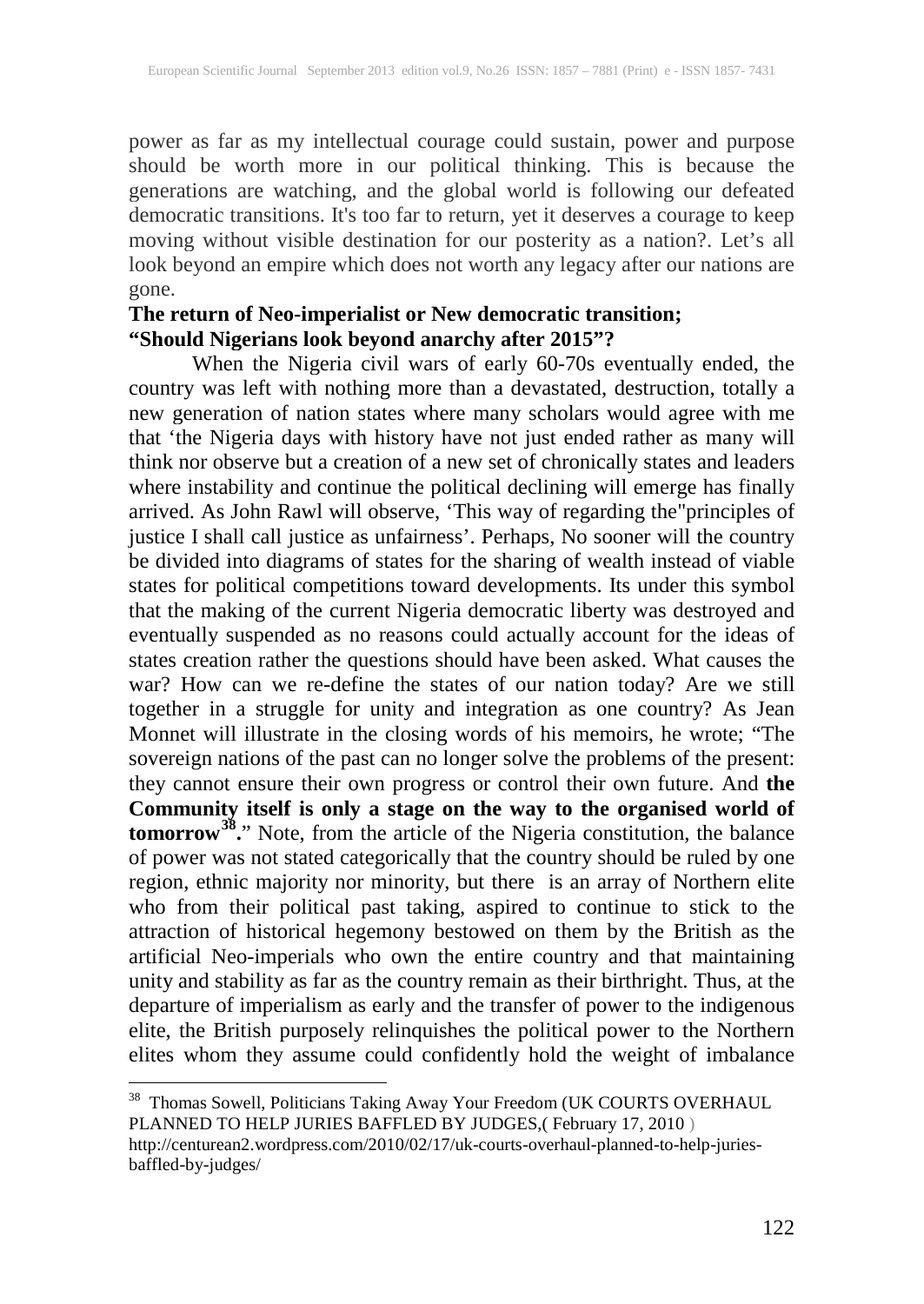power as far as my intellectual courage could sustain, power and purpose should be worth more in our political thinking. This is because the generations are watching, and the global world is following our defeated democratic transitions. It's too far to return, yet it deserves a courage to keep moving without visible destination for our posterity as a nation?. Let's all look beyond an empire which does not worth any legacy after our nations are gone.

**The return of Neo-imperialist or New democratic transition; "Should Nigerians look beyond anarchy after 2015"?**

When the Nigeria civil wars of early 60-70s eventually ended, the country was left with nothing more than a devastated, destruction, totally a new generation of nation states where many scholars would agree with me that 'the Nigeria days with history have not just ended rather as many will think nor observe but a creation of a new set of chronically states and leaders where instability and continue the political declining will emerge has finally arrived. As John Rawl will observe, 'This way of regarding the"principles of justice I shall call justice as unfairness'. Perhaps, No sooner will the country be divided into diagrams of states for the sharing of wealth instead of viable states for political competitions toward developments. Its under this symbol that the making of the current Nigeria democratic liberty was destroyed and eventually suspended as no reasons could actually account for the ideas of states creation rather the questions should have been asked. What causes the war? How can we re-define the states of our nation today? Are we still together in a struggle for unity and integration as one country? As Jean Monnet will illustrate in the closing words of his memoirs, he wrote; "The sovereign nations of the past can no longer solve the problems of the present: they cannot ensure their own progress or control their own future. And **the Community itself is only a stage on the way to the organised world of tomorrow[38].**" Note, from the article of the Nigeria constitution, the balance of power was not stated categorically that the country should be ruled by one region, ethnic majority nor minority, but there is an array of Northern elite who from their political past taking, aspired to continue to stick to the attraction of historical hegemony bestowed on them by the British as the artificial Neo-imperials who own the entire country and that maintaining unity and stability as far as the country remain as their birthright. Thus, at the departure of imperialism as early and the transfer of power to the indigenous elite, the British purposely relinquishes the political power to the Northern elites whom they assume could confidently hold the weight of imbalance

---

[38] Thomas Sowell, Politicians Taking Away Your Freedom (UK COURTS OVERHAUL PLANNED TO HELP JURIES BAFFLED BY JUDGES,( February 17, 2010 ) http://centurean2.wordpress.com/2010/02/17/uk-courts-overhaul-planned-to-help-juries-baffled-by-judges/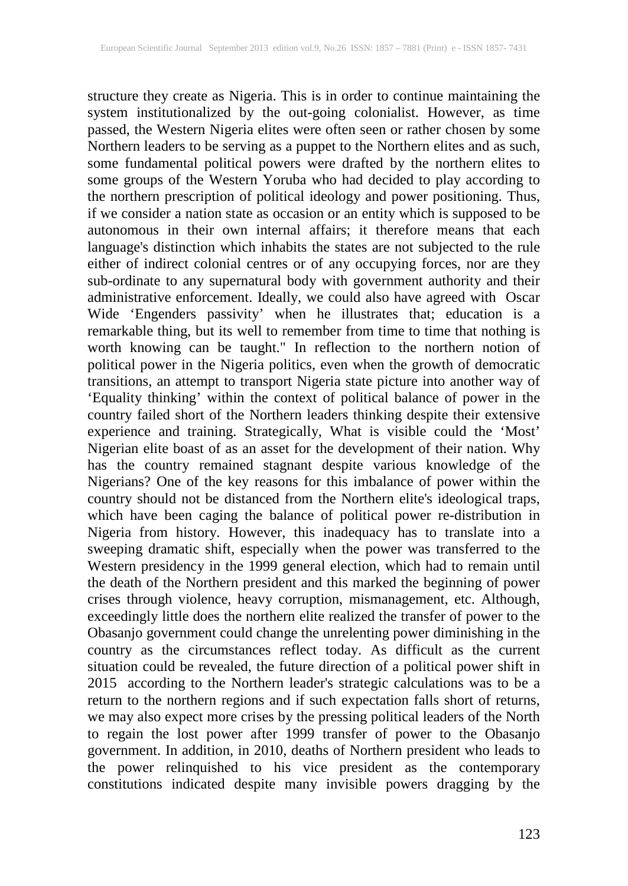structure they create as Nigeria. This is in order to continue maintaining the system institutionalized by the out-going colonialist. However, as time passed, the Western Nigeria elites were often seen or rather chosen by some Northern leaders to be serving as a puppet to the Northern elites and as such, some fundamental political powers were drafted by the northern elites to some groups of the Western Yoruba who had decided to play according to the northern prescription of political ideology and power positioning. Thus, if we consider a nation state as occasion or an entity which is supposed to be autonomous in their own internal affairs; it therefore means that each language's distinction which inhabits the states are not subjected to the rule either of indirect colonial centres or of any occupying forces, nor are they sub-ordinate to any supernatural body with government authority and their administrative enforcement. Ideally, we could also have agreed with Oscar Wide 'Engenders passivity' when he illustrates that; education is a remarkable thing, but its well to remember from time to time that nothing is worth knowing can be taught." In reflection to the northern notion of political power in the Nigeria politics, even when the growth of democratic transitions, an attempt to transport Nigeria state picture into another way of 'Equality thinking' within the context of political balance of power in the country failed short of the Northern leaders thinking despite their extensive experience and training. Strategically, What is visible could the 'Most' Nigerian elite boast of as an asset for the development of their nation. Why has the country remained stagnant despite various knowledge of the Nigerians? One of the key reasons for this imbalance of power within the country should not be distanced from the Northern elite's ideological traps, which have been caging the balance of political power re-distribution in Nigeria from history. However, this inadequacy has to translate into a sweeping dramatic shift, especially when the power was transferred to the Western presidency in the 1999 general election, which had to remain until the death of the Northern president and this marked the beginning of power crises through violence, heavy corruption, mismanagement, etc. Although, exceedingly little does the northern elite realized the transfer of power to the Obasanjo government could change the unrelenting power diminishing in the country as the circumstances reflect today. As difficult as the current situation could be revealed, the future direction of a political power shift in 2015 according to the Northern leader's strategic calculations was to be a return to the northern regions and if such expectation falls short of returns, we may also expect more crises by the pressing political leaders of the North to regain the lost power after 1999 transfer of power to the Obasanjo government. In addition, in 2010, deaths of Northern president who leads to the power relinquished to his vice president as the contemporary constitutions indicated despite many invisible powers dragging by the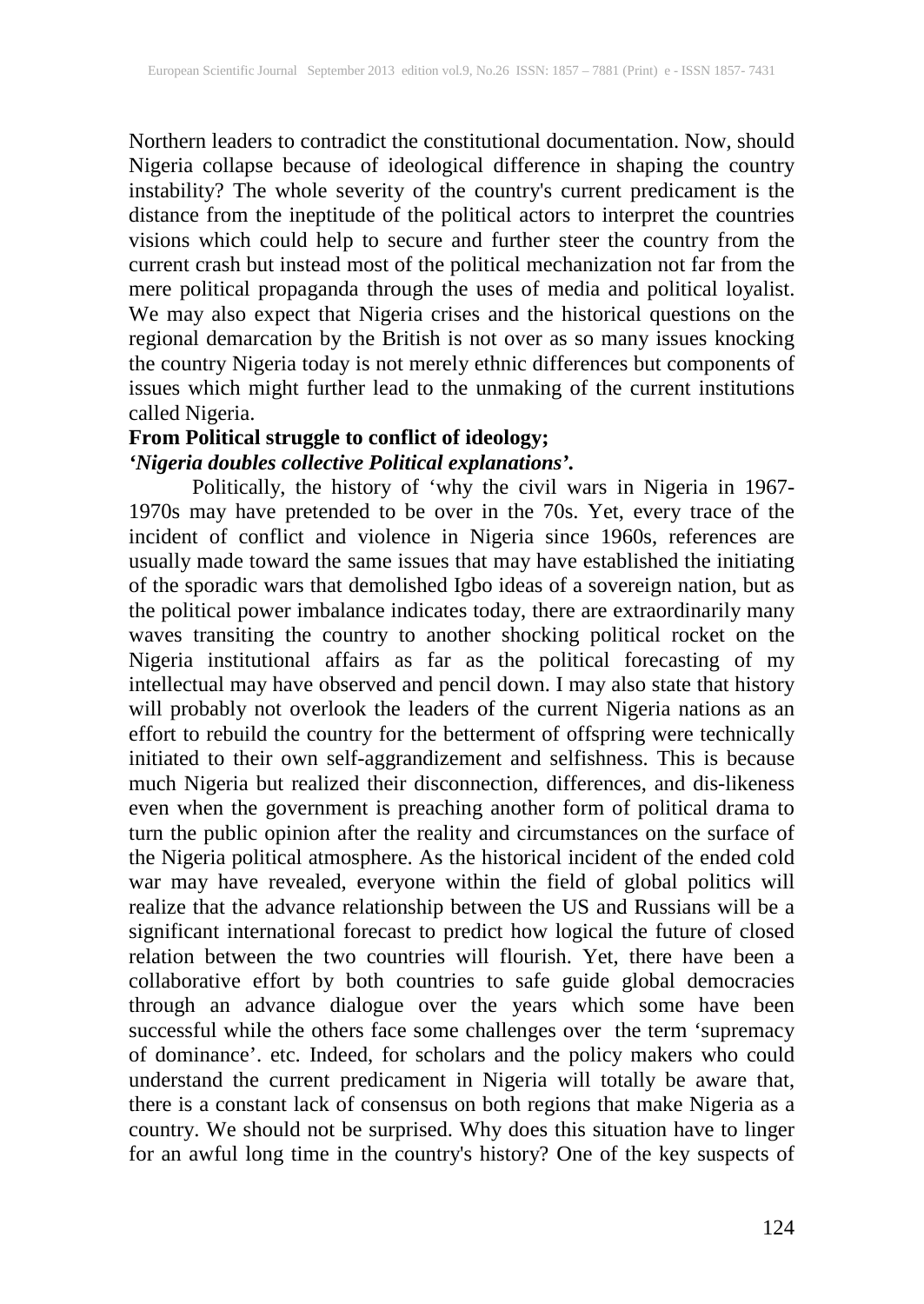Northern leaders to contradict the constitutional documentation. Now, should Nigeria collapse because of ideological difference in shaping the country instability? The whole severity of the country's current predicament is the distance from the ineptitude of the political actors to interpret the countries visions which could help to secure and further steer the country from the current crash but instead most of the political mechanization not far from the mere political propaganda through the uses of media and political loyalist. We may also expect that Nigeria crises and the historical questions on the regional demarcation by the British is not over as so many issues knocking the country Nigeria today is not merely ethnic differences but components of issues which might further lead to the unmaking of the current institutions called Nigeria.

**From Political struggle to conflict of ideology;**
***'Nigeria doubles collective Political explanations'.***

Politically, the history of 'why the civil wars in Nigeria in 1967-1970s may have pretended to be over in the 70s. Yet, every trace of the incident of conflict and violence in Nigeria since 1960s, references are usually made toward the same issues that may have established the initiating of the sporadic wars that demolished Igbo ideas of a sovereign nation, but as the political power imbalance indicates today, there are extraordinarily many waves transiting the country to another shocking political rocket on the Nigeria institutional affairs as far as the political forecasting of my intellectual may have observed and pencil down. I may also state that history will probably not overlook the leaders of the current Nigeria nations as an effort to rebuild the country for the betterment of offspring were technically initiated to their own self-aggrandizement and selfishness. This is because much Nigeria but realized their disconnection, differences, and dis-likeness even when the government is preaching another form of political drama to turn the public opinion after the reality and circumstances on the surface of the Nigeria political atmosphere. As the historical incident of the ended cold war may have revealed, everyone within the field of global politics will realize that the advance relationship between the US and Russians will be a significant international forecast to predict how logical the future of closed relation between the two countries will flourish. Yet, there have been a collaborative effort by both countries to safe guide global democracies through an advance dialogue over the years which some have been successful while the others face some challenges over the term 'supremacy of dominance'. etc. Indeed, for scholars and the policy makers who could understand the current predicament in Nigeria will totally be aware that, there is a constant lack of consensus on both regions that make Nigeria as a country. We should not be surprised. Why does this situation have to linger for an awful long time in the country's history? One of the key suspects of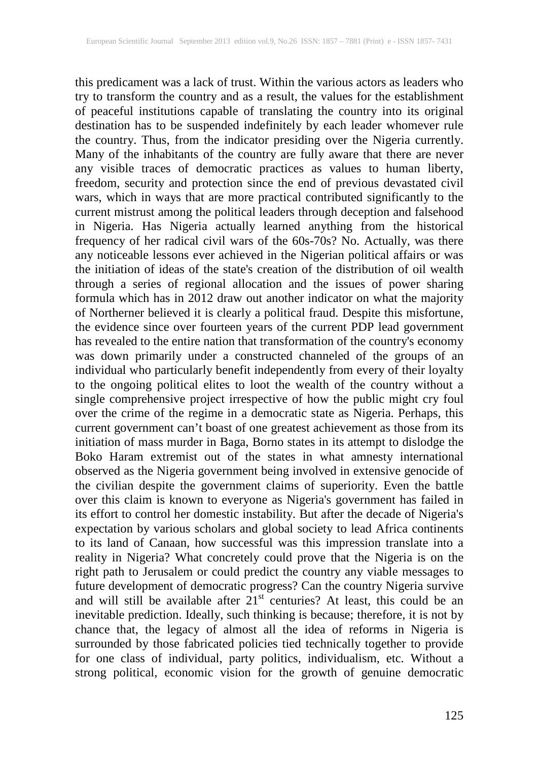this predicament was a lack of trust. Within the various actors as leaders who try to transform the country and as a result, the values for the establishment of peaceful institutions capable of translating the country into its original destination has to be suspended indefinitely by each leader whomever rule the country. Thus, from the indicator presiding over the Nigeria currently. Many of the inhabitants of the country are fully aware that there are never any visible traces of democratic practices as values to human liberty, freedom, security and protection since the end of previous devastated civil wars, which in ways that are more practical contributed significantly to the current mistrust among the political leaders through deception and falsehood in Nigeria. Has Nigeria actually learned anything from the historical frequency of her radical civil wars of the 60s-70s? No. Actually, was there any noticeable lessons ever achieved in the Nigerian political affairs or was the initiation of ideas of the state's creation of the distribution of oil wealth through a series of regional allocation and the issues of power sharing formula which has in 2012 draw out another indicator on what the majority of Northerner believed it is clearly a political fraud. Despite this misfortune, the evidence since over fourteen years of the current PDP lead government has revealed to the entire nation that transformation of the country's economy was down primarily under a constructed channeled of the groups of an individual who particularly benefit independently from every of their loyalty to the ongoing political elites to loot the wealth of the country without a single comprehensive project irrespective of how the public might cry foul over the crime of the regime in a democratic state as Nigeria. Perhaps, this current government can't boast of one greatest achievement as those from its initiation of mass murder in Baga, Borno states in its attempt to dislodge the Boko Haram extremist out of the states in what amnesty international observed as the Nigeria government being involved in extensive genocide of the civilian despite the government claims of superiority. Even the battle over this claim is known to everyone as Nigeria's government has failed in its effort to control her domestic instability. But after the decade of Nigeria's expectation by various scholars and global society to lead Africa continents to its land of Canaan, how successful was this impression translate into a reality in Nigeria? What concretely could prove that the Nigeria is on the right path to Jerusalem or could predict the country any viable messages to future development of democratic progress? Can the country Nigeria survive and will still be available after 21st centuries? At least, this could be an inevitable prediction. Ideally, such thinking is because; therefore, it is not by chance that, the legacy of almost all the idea of reforms in Nigeria is surrounded by those fabricated policies tied technically together to provide for one class of individual, party politics, individualism, etc. Without a strong political, economic vision for the growth of genuine democratic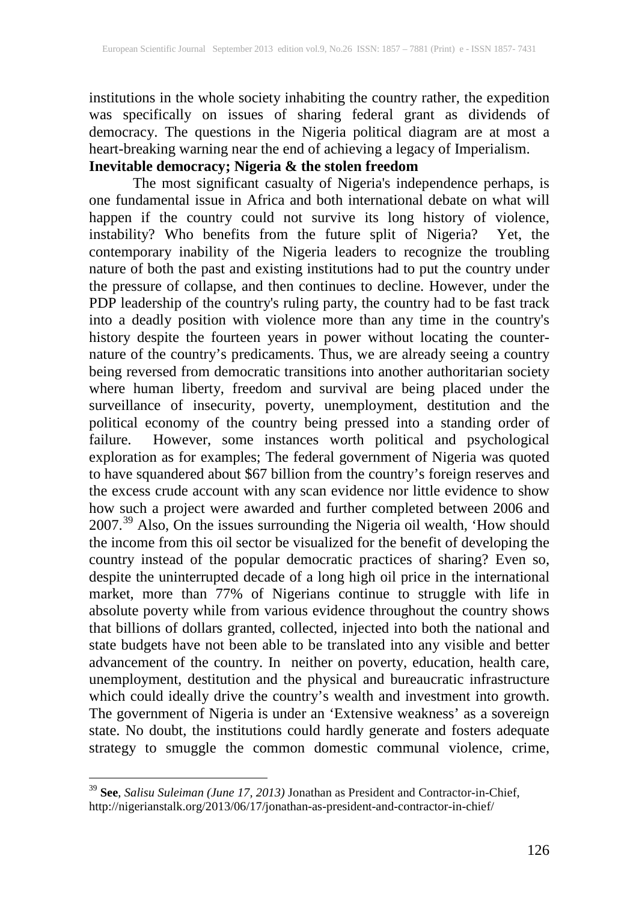institutions in the whole society inhabiting the country rather, the expedition was specifically on issues of sharing federal grant as dividends of democracy. The questions in the Nigeria political diagram are at most a heart-breaking warning near the end of achieving a legacy of Imperialism.

**Inevitable democracy; Nigeria & the stolen freedom**

The most significant casualty of Nigeria's independence perhaps, is one fundamental issue in Africa and both international debate on what will happen if the country could not survive its long history of violence, instability? Who benefits from the future split of Nigeria? Yet, the contemporary inability of the Nigeria leaders to recognize the troubling nature of both the past and existing institutions had to put the country under the pressure of collapse, and then continues to decline. However, under the PDP leadership of the country's ruling party, the country had to be fast track into a deadly position with violence more than any time in the country's history despite the fourteen years in power without locating the counter-nature of the country's predicaments. Thus, we are already seeing a country being reversed from democratic transitions into another authoritarian society where human liberty, freedom and survival are being placed under the surveillance of insecurity, poverty, unemployment, destitution and the political economy of the country being pressed into a standing order of failure. However, some instances worth political and psychological exploration as for examples; The federal government of Nigeria was quoted to have squandered about $67 billion from the country's foreign reserves and the excess crude account with any scan evidence nor little evidence to show how such a project were awarded and further completed between 2006 and 2007.[39] Also, On the issues surrounding the Nigeria oil wealth, 'How should the income from this oil sector be visualized for the benefit of developing the country instead of the popular democratic practices of sharing? Even so, despite the uninterrupted decade of a long high oil price in the international market, more than 77% of Nigerians continue to struggle with life in absolute poverty while from various evidence throughout the country shows that billions of dollars granted, collected, injected into both the national and state budgets have not been able to be translated into any visible and better advancement of the country. In neither on poverty, education, health care, unemployment, destitution and the physical and bureaucratic infrastructure which could ideally drive the country's wealth and investment into growth. The government of Nigeria is under an 'Extensive weakness' as a sovereign state. No doubt, the institutions could hardly generate and fosters adequate strategy to smuggle the common domestic communal violence, crime,

---

[39] **See**, *Salisu Suleiman (June 17, 2013)* Jonathan as President and Contractor-in-Chief, http://nigerianstalk.org/2013/06/17/jonathan-as-president-and-contractor-in-chief/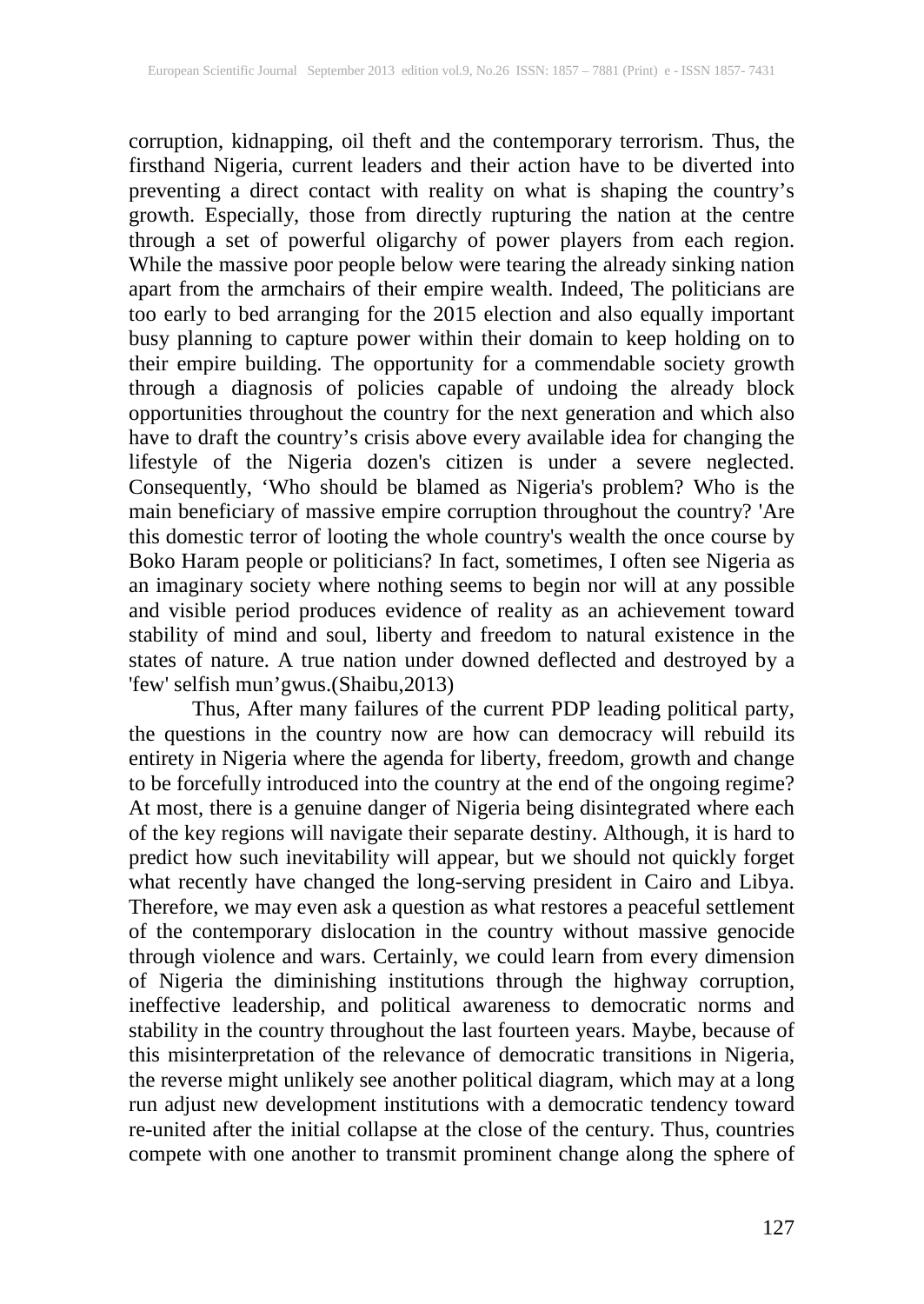corruption, kidnapping, oil theft and the contemporary terrorism. Thus, the firsthand Nigeria, current leaders and their action have to be diverted into preventing a direct contact with reality on what is shaping the country's growth. Especially, those from directly rupturing the nation at the centre through a set of powerful oligarchy of power players from each region. While the massive poor people below were tearing the already sinking nation apart from the armchairs of their empire wealth. Indeed, The politicians are too early to bed arranging for the 2015 election and also equally important busy planning to capture power within their domain to keep holding on to their empire building. The opportunity for a commendable society growth through a diagnosis of policies capable of undoing the already block opportunities throughout the country for the next generation and which also have to draft the country's crisis above every available idea for changing the lifestyle of the Nigeria dozen's citizen is under a severe neglected. Consequently, 'Who should be blamed as Nigeria's problem? Who is the main beneficiary of massive empire corruption throughout the country? 'Are this domestic terror of looting the whole country's wealth the once course by Boko Haram people or politicians? In fact, sometimes, I often see Nigeria as an imaginary society where nothing seems to begin nor will at any possible and visible period produces evidence of reality as an achievement toward stability of mind and soul, liberty and freedom to natural existence in the states of nature. A true nation under downed deflected and destroyed by a 'few' selfish mun'gwus.(Shaibu,2013)

Thus, After many failures of the current PDP leading political party, the questions in the country now are how can democracy will rebuild its entirety in Nigeria where the agenda for liberty, freedom, growth and change to be forcefully introduced into the country at the end of the ongoing regime? At most, there is a genuine danger of Nigeria being disintegrated where each of the key regions will navigate their separate destiny. Although, it is hard to predict how such inevitability will appear, but we should not quickly forget what recently have changed the long-serving president in Cairo and Libya. Therefore, we may even ask a question as what restores a peaceful settlement of the contemporary dislocation in the country without massive genocide through violence and wars. Certainly, we could learn from every dimension of Nigeria the diminishing institutions through the highway corruption, ineffective leadership, and political awareness to democratic norms and stability in the country throughout the last fourteen years. Maybe, because of this misinterpretation of the relevance of democratic transitions in Nigeria, the reverse might unlikely see another political diagram, which may at a long run adjust new development institutions with a democratic tendency toward re-united after the initial collapse at the close of the century. Thus, countries compete with one another to transmit prominent change along the sphere of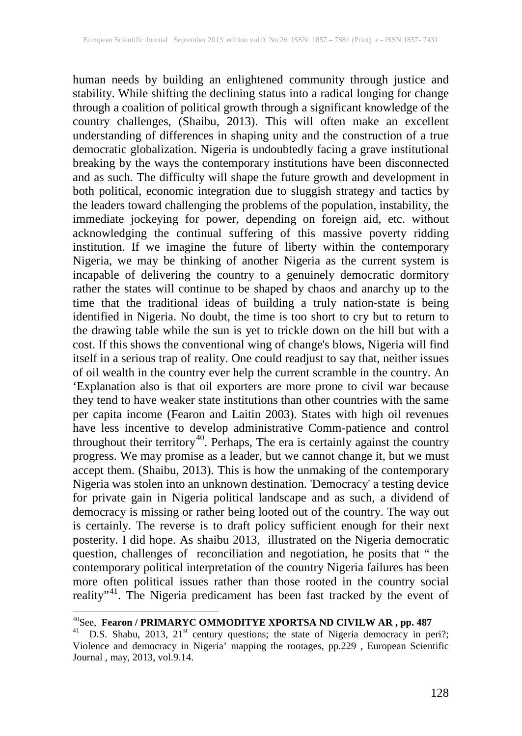human needs by building an enlightened community through justice and stability. While shifting the declining status into a radical longing for change through a coalition of political growth through a significant knowledge of the country challenges, (Shaibu, 2013). This will often make an excellent understanding of differences in shaping unity and the construction of a true democratic globalization. Nigeria is undoubtedly facing a grave institutional breaking by the ways the contemporary institutions have been disconnected and as such. The difficulty will shape the future growth and development in both political, economic integration due to sluggish strategy and tactics by the leaders toward challenging the problems of the population, instability, the immediate jockeying for power, depending on foreign aid, etc. without acknowledging the continual suffering of this massive poverty ridding institution. If we imagine the future of liberty within the contemporary Nigeria, we may be thinking of another Nigeria as the current system is incapable of delivering the country to a genuinely democratic dormitory rather the states will continue to be shaped by chaos and anarchy up to the time that the traditional ideas of building a truly nation-state is being identified in Nigeria. No doubt, the time is too short to cry but to return to the drawing table while the sun is yet to trickle down on the hill but with a cost. If this shows the conventional wing of change's blows, Nigeria will find itself in a serious trap of reality. One could readjust to say that, neither issues of oil wealth in the country ever help the current scramble in the country. An 'Explanation also is that oil exporters are more prone to civil war because they tend to have weaker state institutions than other countries with the same per capita income (Fearon and Laitin 2003). States with high oil revenues have less incentive to develop administrative Comm-patience and control throughout their territory[40]. Perhaps, The era is certainly against the country progress. We may promise as a leader, but we cannot change it, but we must accept them. (Shaibu, 2013). This is how the unmaking of the contemporary Nigeria was stolen into an unknown destination. 'Democracy' a testing device for private gain in Nigeria political landscape and as such, a dividend of democracy is missing or rather being looted out of the country. The way out is certainly. The reverse is to draft policy sufficient enough for their next posterity. I did hope. As shaibu 2013, illustrated on the Nigeria democratic question, challenges of reconciliation and negotiation, he posits that " the contemporary political interpretation of the country Nigeria failures has been more often political issues rather than those rooted in the country social reality"[41]. The Nigeria predicament has been fast tracked by the event of

---

[40] See, **Fearon / PRIMARYC OMMODITYE XPORTSA ND CIVILW AR , pp. 487**

[41] D.S. Shabu, 2013, 21st century questions; the state of Nigeria democracy in peri?; Violence and democracy in Nigeria' mapping the rootages, pp.229 , European Scientific Journal , may, 2013, vol.9.14.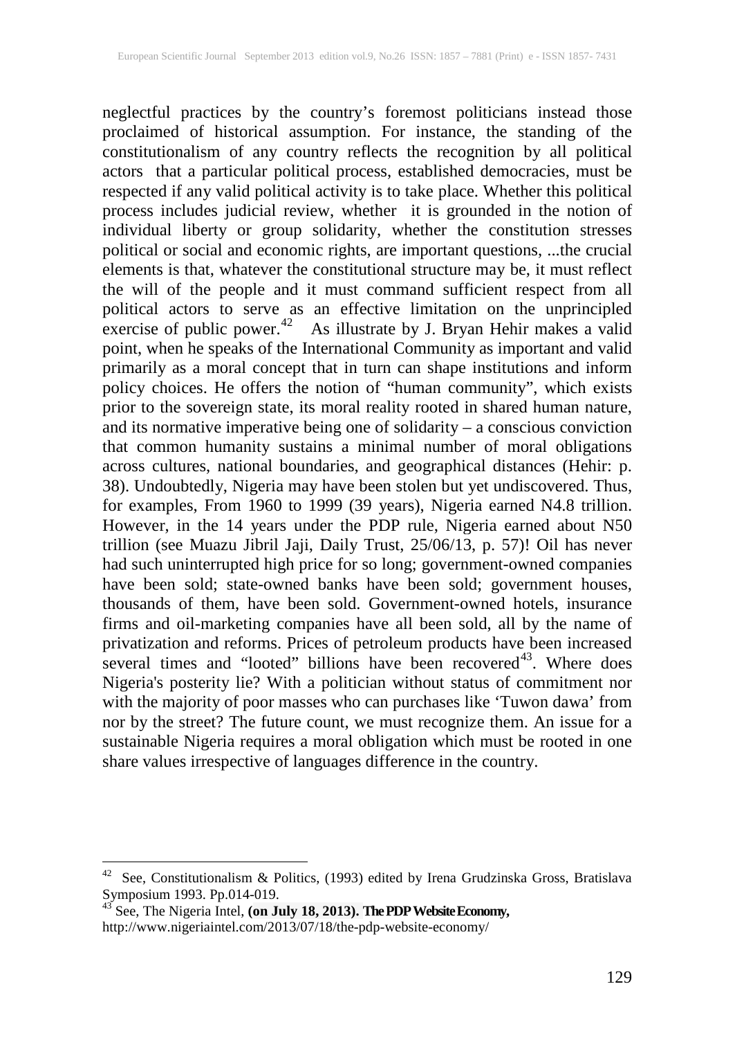neglectful practices by the country's foremost politicians instead those proclaimed of historical assumption. For instance, the standing of the constitutionalism of any country reflects the recognition by all political actors that a particular political process, established democracies, must be respected if any valid political activity is to take place. Whether this political process includes judicial review, whether it is grounded in the notion of individual liberty or group solidarity, whether the constitution stresses political or social and economic rights, are important questions, ...the crucial elements is that, whatever the constitutional structure may be, it must reflect the will of the people and it must command sufficient respect from all political actors to serve as an effective limitation on the unprincipled exercise of public power.[42] As illustrate by J. Bryan Hehir makes a valid point, when he speaks of the International Community as important and valid primarily as a moral concept that in turn can shape institutions and inform policy choices. He offers the notion of "human community", which exists prior to the sovereign state, its moral reality rooted in shared human nature, and its normative imperative being one of solidarity – a conscious conviction that common humanity sustains a minimal number of moral obligations across cultures, national boundaries, and geographical distances (Hehir: p. 38). Undoubtedly, Nigeria may have been stolen but yet undiscovered. Thus, for examples, From 1960 to 1999 (39 years), Nigeria earned N4.8 trillion. However, in the 14 years under the PDP rule, Nigeria earned about N50 trillion (see Muazu Jibril Jaji, Daily Trust, 25/06/13, p. 57)! Oil has never had such uninterrupted high price for so long; government-owned companies have been sold; state-owned banks have been sold; government houses, thousands of them, have been sold. Government-owned hotels, insurance firms and oil-marketing companies have all been sold, all by the name of privatization and reforms. Prices of petroleum products have been increased several times and "looted" billions have been recovered[43]. Where does Nigeria's posterity lie? With a politician without status of commitment nor with the majority of poor masses who can purchases like 'Tuwon dawa' from nor by the street? The future count, we must recognize them. An issue for a sustainable Nigeria requires a moral obligation which must be rooted in one share values irrespective of languages difference in the country.

---

[42] See, Constitutionalism & Politics, (1993) edited by Irena Grudzinska Gross, Bratislava Symposium 1993. Pp.014-019.

[43] See, The Nigeria Intel, **(on July 18, 2013). The PDP Website Economy,** http://www.nigeriaintel.com/2013/07/18/the-pdp-website-economy/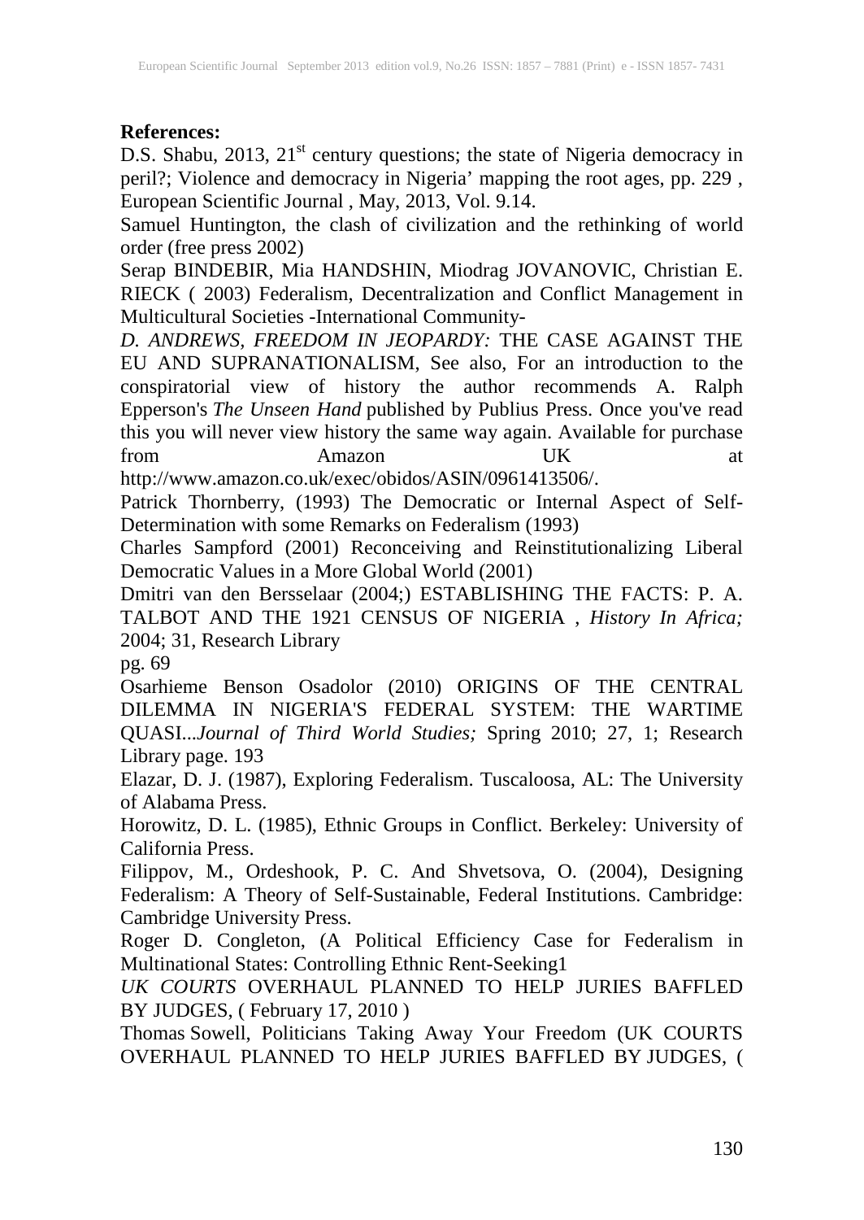**References:**

D.S. Shabu, 2013, 21st century questions; the state of Nigeria democracy in peril?; Violence and democracy in Nigeria' mapping the root ages, pp. 229 , European Scientific Journal , May, 2013, Vol. 9.14.

Samuel Huntington, the clash of civilization and the rethinking of world order (free press 2002)

Serap BINDEBIR, Mia HANDSHIN, Miodrag JOVANOVIC, Christian E. RIECK ( 2003) Federalism, Decentralization and Conflict Management in Multicultural Societies -International Community-

*D. ANDREWS, FREEDOM IN JEOPARDY:* THE CASE AGAINST THE EU AND SUPRANATIONALISM, See also, For an introduction to the conspiratorial view of history the author recommends A. Ralph Epperson's *The Unseen Hand* published by Publius Press. Once you've read this you will never view history the same way again. Available for purchase from Amazon UK at http://www.amazon.co.uk/exec/obidos/ASIN/0961413506/.

Patrick Thornberry, (1993) The Democratic or Internal Aspect of Self-Determination with some Remarks on Federalism (1993)

Charles Sampford (2001) Reconceiving and Reinstitutionalizing Liberal Democratic Values in a More Global World (2001)

Dmitri van den Bersselaar (2004;) ESTABLISHING THE FACTS: P. A. TALBOT AND THE 1921 CENSUS OF NIGERIA , *History In Africa;* 2004; 31, Research Library pg. 69

Osarhieme Benson Osadolor (2010) ORIGINS OF THE CENTRAL DILEMMA IN NIGERIA'S FEDERAL SYSTEM: THE WARTIME QUASI...*Journal of Third World Studies;* Spring 2010; 27, 1; Research Library page. 193

Elazar, D. J. (1987), Exploring Federalism. Tuscaloosa, AL: The University of Alabama Press.

Horowitz, D. L. (1985), Ethnic Groups in Conflict. Berkeley: University of California Press.

Filippov, M., Ordeshook, P. C. And Shvetsova, O. (2004), Designing Federalism: A Theory of Self-Sustainable, Federal Institutions. Cambridge: Cambridge University Press.

Roger D. Congleton, (A Political Efficiency Case for Federalism in Multinational States: Controlling Ethnic Rent-Seeking1

*UK COURTS* OVERHAUL PLANNED TO HELP JURIES BAFFLED BY JUDGES, ( February 17, 2010 )

Thomas Sowell, Politicians Taking Away Your Freedom (UK COURTS OVERHAUL PLANNED TO HELP JURIES BAFFLED BY JUDGES, (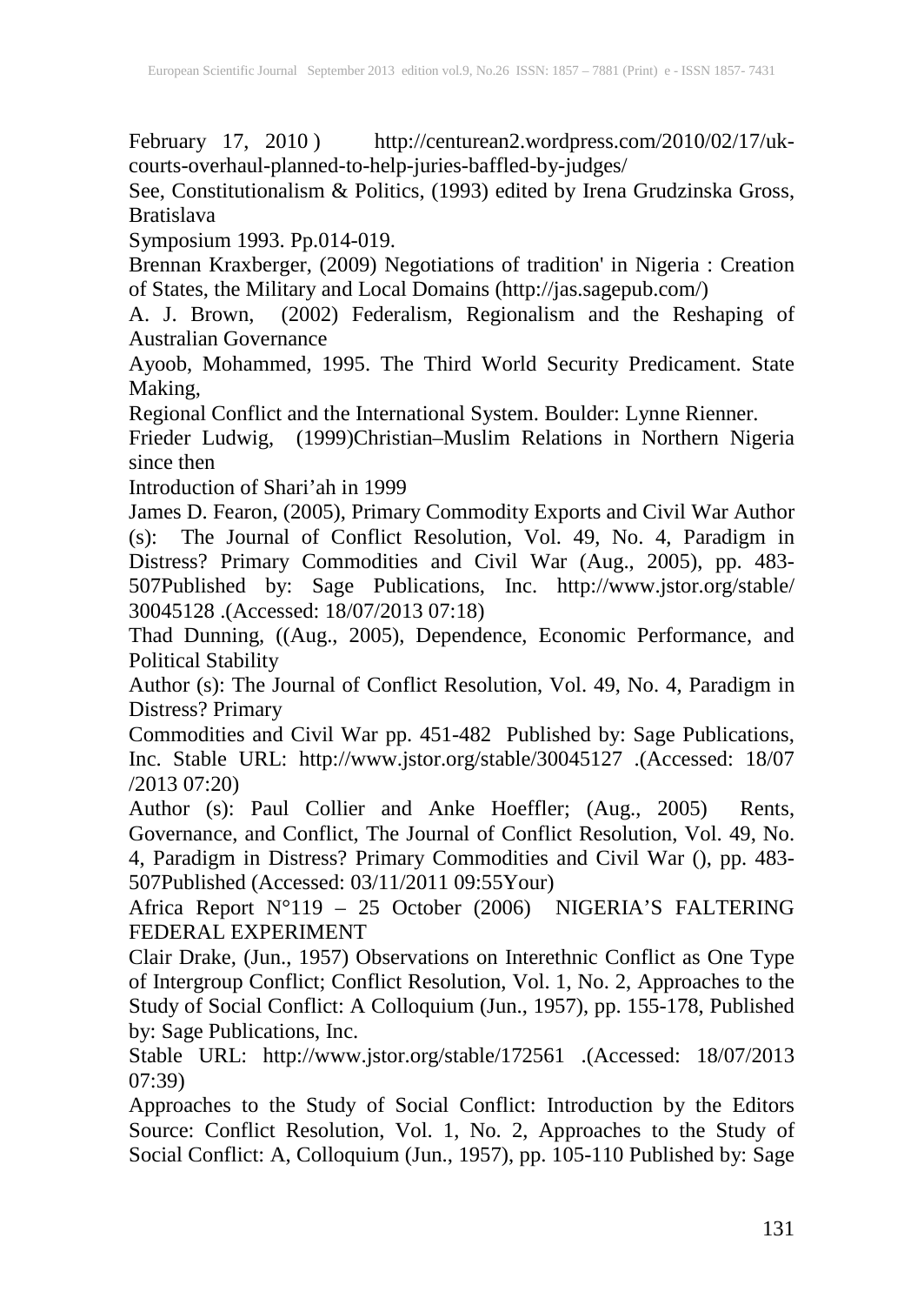February 17, 2010 ) http://centurean2.wordpress.com/2010/02/17/uk-courts-overhaul-planned-to-help-juries-baffled-by-judges/

See, Constitutionalism & Politics, (1993) edited by Irena Grudzinska Gross, Bratislava

Symposium 1993. Pp.014-019.

Brennan Kraxberger, (2009) Negotiations of tradition' in Nigeria : Creation of States, the Military and Local Domains (http://jas.sagepub.com/)

A. J. Brown, (2002) Federalism, Regionalism and the Reshaping of Australian Governance

Ayoob, Mohammed, 1995. The Third World Security Predicament. State Making,

Regional Conflict and the International System. Boulder: Lynne Rienner.

Frieder Ludwig, (1999)Christian–Muslim Relations in Northern Nigeria since then

Introduction of Shari'ah in 1999

James D. Fearon, (2005), Primary Commodity Exports and Civil War Author (s): The Journal of Conflict Resolution, Vol. 49, No. 4, Paradigm in Distress? Primary Commodities and Civil War (Aug., 2005), pp. 483-507Published by: Sage Publications, Inc. http://www.jstor.org/stable/ 30045128 .(Accessed: 18/07/2013 07:18)

Thad Dunning, ((Aug., 2005), Dependence, Economic Performance, and Political Stability

Author (s): The Journal of Conflict Resolution, Vol. 49, No. 4, Paradigm in Distress? Primary

Commodities and Civil War pp. 451-482 Published by: Sage Publications, Inc. Stable URL: http://www.jstor.org/stable/30045127 .(Accessed: 18/07 /2013 07:20)

Author (s): Paul Collier and Anke Hoeffler; (Aug., 2005) Rents, Governance, and Conflict, The Journal of Conflict Resolution, Vol. 49, No. 4, Paradigm in Distress? Primary Commodities and Civil War (), pp. 483-507Published (Accessed: 03/11/2011 09:55Your)

Africa Report N°119 – 25 October (2006) NIGERIA'S FALTERING FEDERAL EXPERIMENT

Clair Drake, (Jun., 1957) Observations on Interethnic Conflict as One Type of Intergroup Conflict; Conflict Resolution, Vol. 1, No. 2, Approaches to the Study of Social Conflict: A Colloquium (Jun., 1957), pp. 155-178, Published by: Sage Publications, Inc.

Stable URL: http://www.jstor.org/stable/172561 .(Accessed: 18/07/2013 07:39)

Approaches to the Study of Social Conflict: Introduction by the Editors Source: Conflict Resolution, Vol. 1, No. 2, Approaches to the Study of Social Conflict: A, Colloquium (Jun., 1957), pp. 105-110 Published by: Sage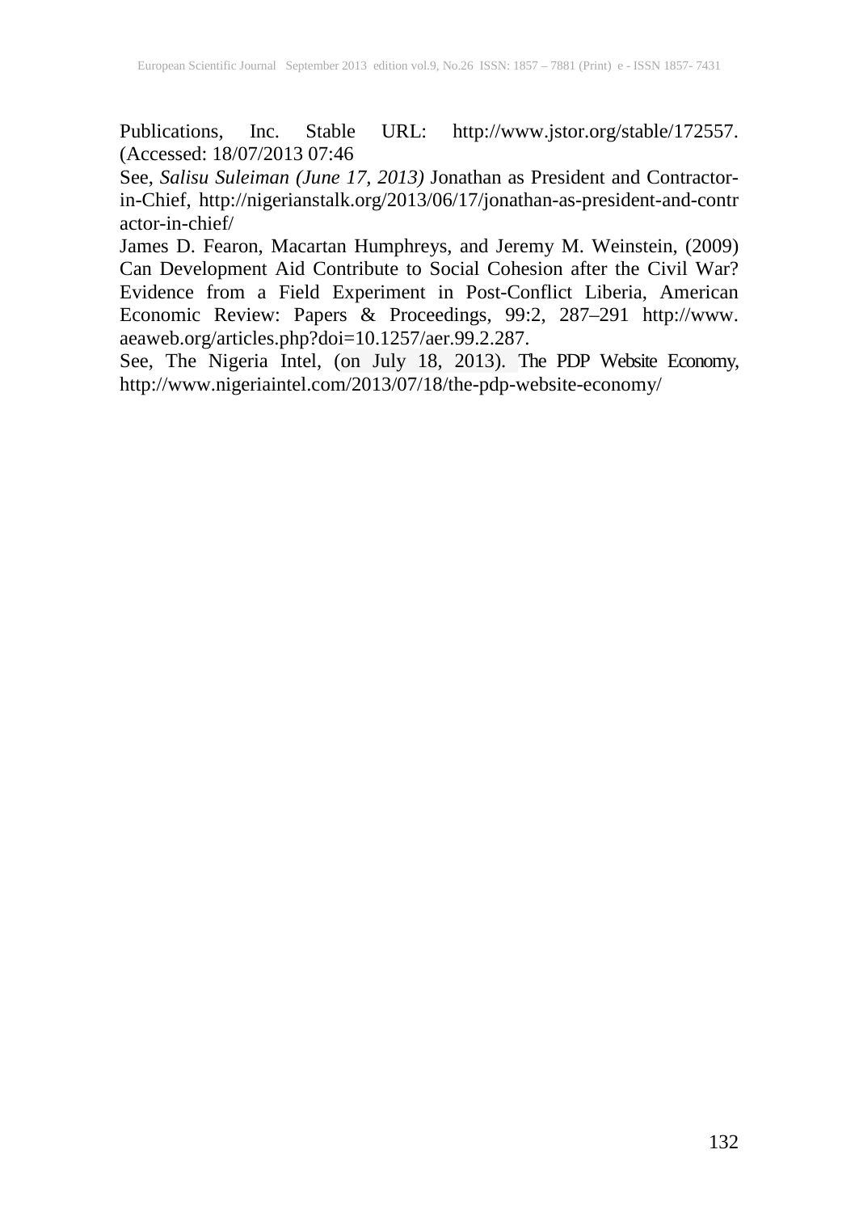Publications, Inc. Stable URL: http://www.jstor.org/stable/172557. (Accessed: 18/07/2013 07:46

See, *Salisu Suleiman (June 17, 2013)* Jonathan as President and Contractor-in-Chief, http://nigerianstalk.org/2013/06/17/jonathan-as-president-and-contractor-in-chief/

James D. Fearon, Macartan Humphreys, and Jeremy M. Weinstein, (2009) Can Development Aid Contribute to Social Cohesion after the Civil War? Evidence from a Field Experiment in Post-Conflict Liberia, American Economic Review: Papers & Proceedings, 99:2, 287–291 http://www.aeaweb.org/articles.php?doi=10.1257/aer.99.2.287.

See, The Nigeria Intel, (on July 18, 2013). The PDP Website Economy, http://www.nigeriaintel.com/2013/07/18/the-pdp-website-economy/